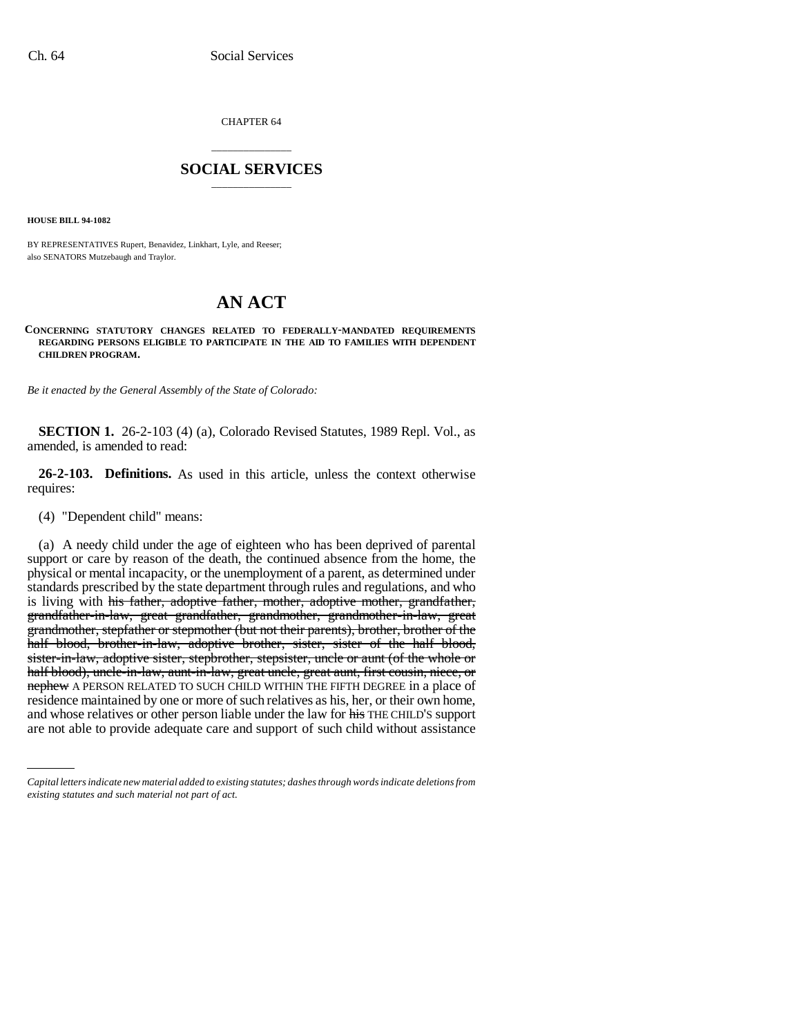CHAPTER 64

## SOCIAL SERVICES

**HOUSE BILL 94-1082**

BY REPRESENTATIVES Rupert, Benavidez, Linkhart, Lyle, and Reeser;
also SENATORS Mutzebaugh and Traylor.

# AN ACT

**CONCERNING STATUTORY CHANGES RELATED TO FEDERALLY-MANDATED REQUIREMENTS REGARDING PERSONS ELIGIBLE TO PARTICIPATE IN THE AID TO FAMILIES WITH DEPENDENT CHILDREN PROGRAM.**

*Be it enacted by the General Assembly of the State of Colorado:*

**SECTION 1.** 26-2-103 (4) (a), Colorado Revised Statutes, 1989 Repl. Vol., as amended, is amended to read:

**26-2-103. Definitions.** As used in this article, unless the context otherwise requires:

(4) "Dependent child" means:

(a) A needy child under the age of eighteen who has been deprived of parental support or care by reason of the death, the continued absence from the home, the physical or mental incapacity, or the unemployment of a parent, as determined under standards prescribed by the state department through rules and regulations, and who is living with ~~his father, adoptive father, mother, adoptive mother, grandfather, grandfather-in-law, great grandfather, grandmother, grandmother-in-law, great grandmother, stepfather or stepmother (but not their parents), brother, brother of the half blood, brother-in-law, adoptive brother, sister, sister of the half blood, sister-in-law, adoptive sister, stepbrother, stepsister, uncle or aunt (of the whole or half blood), uncle-in-law, aunt-in-law, great uncle, great aunt, first cousin, niece, or nephew~~ A PERSON RELATED TO SUCH CHILD WITHIN THE FIFTH DEGREE in a place of residence maintained by one or more of such relatives as his, her, or their own home, and whose relatives or other person liable under the law for ~~his~~ THE CHILD'S support are not able to provide adequate care and support of such child without assistance

*Capital letters indicate new material added to existing statutes; dashes through words indicate deletions from existing statutes and such material not part of act.*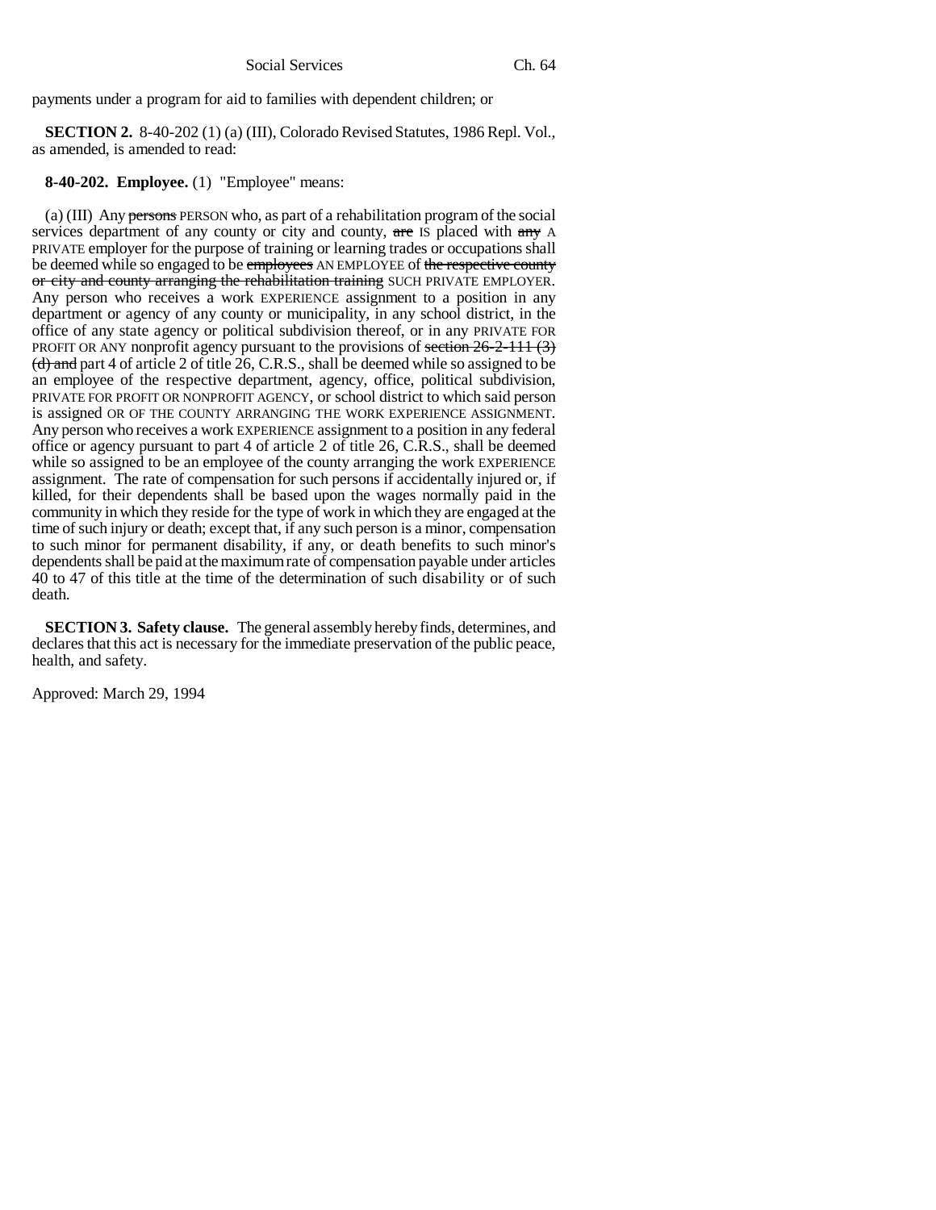payments under a program for aid to families with dependent children; or

**SECTION 2.** 8-40-202 (1) (a) (III), Colorado Revised Statutes, 1986 Repl. Vol., as amended, is amended to read:

**8-40-202. Employee.** (1) "Employee" means:

(a) (III) Any ~~persons~~ PERSON who, as part of a rehabilitation program of the social services department of any county or city and county, ~~are~~ IS placed with ~~any~~ A PRIVATE employer for the purpose of training or learning trades or occupations shall be deemed while so engaged to be ~~employees~~ AN EMPLOYEE of ~~the respective county or city and county arranging the rehabilitation training~~ SUCH PRIVATE EMPLOYER. Any person who receives a work EXPERIENCE assignment to a position in any department or agency of any county or municipality, in any school district, in the office of any state agency or political subdivision thereof, or in any PRIVATE FOR PROFIT OR ANY nonprofit agency pursuant to the provisions of ~~section 26-2-111 (3) (d) and~~ part 4 of article 2 of title 26, C.R.S., shall be deemed while so assigned to be an employee of the respective department, agency, office, political subdivision, PRIVATE FOR PROFIT OR NONPROFIT AGENCY, or school district to which said person is assigned OR OF THE COUNTY ARRANGING THE WORK EXPERIENCE ASSIGNMENT. Any person who receives a work EXPERIENCE assignment to a position in any federal office or agency pursuant to part 4 of article 2 of title 26, C.R.S., shall be deemed while so assigned to be an employee of the county arranging the work EXPERIENCE assignment. The rate of compensation for such persons if accidentally injured or, if killed, for their dependents shall be based upon the wages normally paid in the community in which they reside for the type of work in which they are engaged at the time of such injury or death; except that, if any such person is a minor, compensation to such minor for permanent disability, if any, or death benefits to such minor's dependents shall be paid at the maximum rate of compensation payable under articles 40 to 47 of this title at the time of the determination of such disability or of such death.

**SECTION 3. Safety clause.** The general assembly hereby finds, determines, and declares that this act is necessary for the immediate preservation of the public peace, health, and safety.

Approved: March 29, 1994